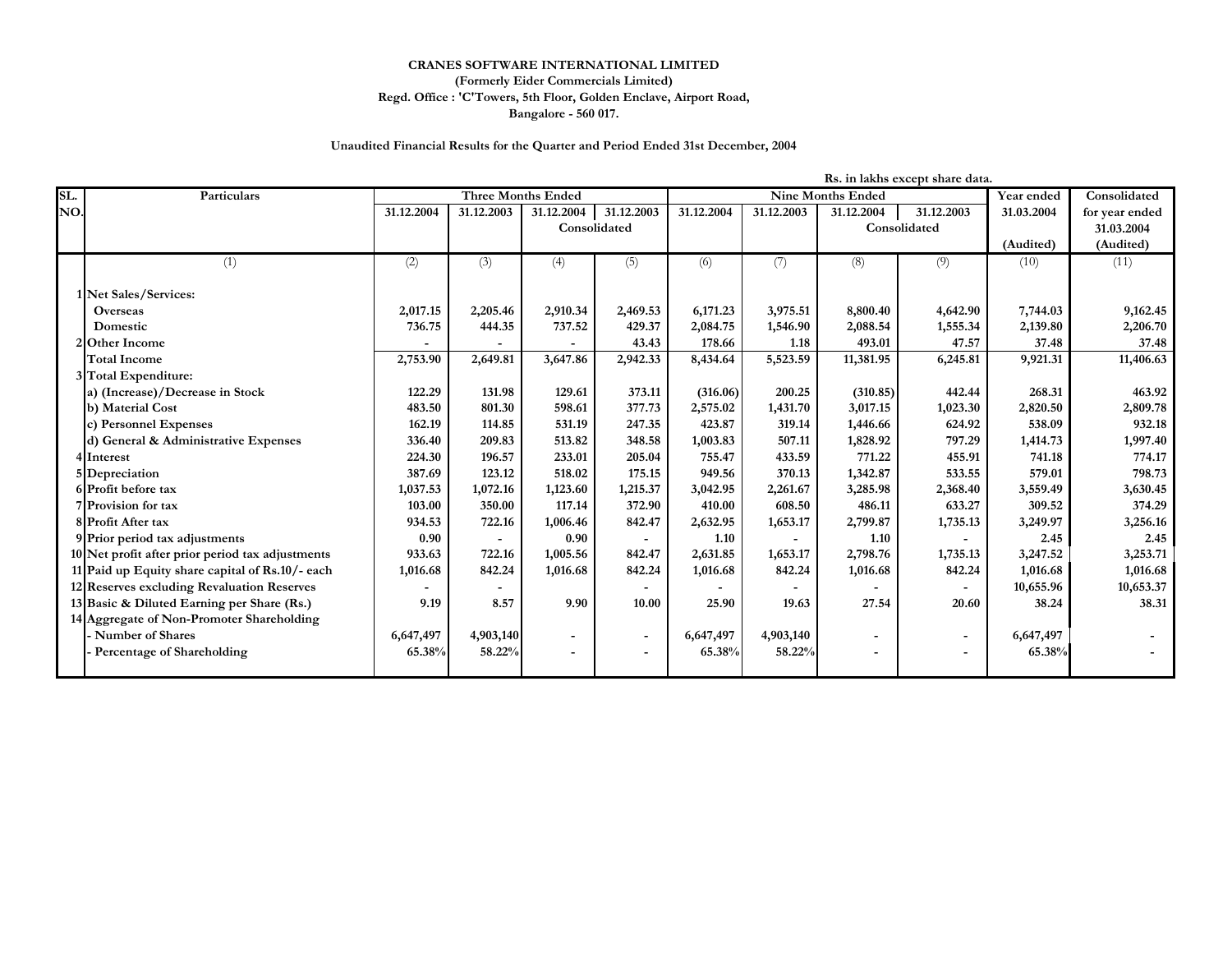**CRANES SOFTWARE INTERNATIONAL LIMITED**
**(Formerly Eider Commercials Limited)**
**Regd. Office : 'C'Towers, 5th Floor, Golden Enclave, Airport Road,**
**Bangalore - 560 017.**

**Unaudited Financial Results for the Quarter and Period Ended 31st December, 2004**

Rs. in lakhs except share data.

| SL. NO. | Particulars | Three Months Ended | | | | Nine Months Ended | | | | Year ended | Consolidated |
|---|---|---|---|---|---|---|---|---|---|---|---|
| | | 31.12.2004 | 31.12.2003 | 31.12.2004 | 31.12.2003 | 31.12.2004 | 31.12.2003 | 31.12.2004 | 31.12.2003 | 31.03.2004 | for year ended 31.03.2004 |
| | | | | Consolidated | | | | Consolidated | | (Audited) | (Audited) |
| | (1) | (2) | (3) | (4) | (5) | (6) | (7) | (8) | (9) | (10) | (11) |
| 1 | **Net Sales/Services:** | | | | | | | | | | |
| | Overseas | 2,017.15 | 2,205.46 | 2,910.34 | 2,469.53 | 6,171.23 | 3,975.51 | 8,800.40 | 4,642.90 | 7,744.03 | 9,162.45 |
| | Domestic | 736.75 | 444.35 | 737.52 | 429.37 | 2,084.75 | 1,546.90 | 2,088.54 | 1,555.34 | 2,139.80 | 2,206.70 |
| 2 | Other Income | - | - | - | 43.43 | 178.66 | 1.18 | 493.01 | 47.57 | 37.48 | 37.48 |
| | Total Income | 2,753.90 | 2,649.81 | 3,647.86 | 2,942.33 | 8,434.64 | 5,523.59 | 11,381.95 | 6,245.81 | 9,921.31 | 11,406.63 |
| 3 | Total Expenditure: | | | | | | | | | | |
| | a) (Increase)/Decrease in Stock | 122.29 | 131.98 | 129.61 | 373.11 | (316.06) | 200.25 | (310.85) | 442.44 | 268.31 | 463.92 |
| | b) Material Cost | 483.50 | 801.30 | 598.61 | 377.73 | 2,575.02 | 1,431.70 | 3,017.15 | 1,023.30 | 2,820.50 | 2,809.78 |
| | c) Personnel Expenses | 162.19 | 114.85 | 531.19 | 247.35 | 423.87 | 319.14 | 1,446.66 | 624.92 | 538.09 | 932.18 |
| | d) General & Administrative Expenses | 336.40 | 209.83 | 513.82 | 348.58 | 1,003.83 | 507.11 | 1,828.92 | 797.29 | 1,414.73 | 1,997.40 |
| 4 | Interest | 224.30 | 196.57 | 233.01 | 205.04 | 755.47 | 433.59 | 771.22 | 455.91 | 741.18 | 774.17 |
| 5 | Depreciation | 387.69 | 123.12 | 518.02 | 175.15 | 949.56 | 370.13 | 1,342.87 | 533.55 | 579.01 | 798.73 |
| 6 | Profit before tax | 1,037.53 | 1,072.16 | 1,123.60 | 1,215.37 | 3,042.95 | 2,261.67 | 3,285.98 | 2,368.40 | 3,559.49 | 3,630.45 |
| 7 | Provision for tax | 103.00 | 350.00 | 117.14 | 372.90 | 410.00 | 608.50 | 486.11 | 633.27 | 309.52 | 374.29 |
| 8 | Profit After tax | 934.53 | 722.16 | 1,006.46 | 842.47 | 2,632.95 | 1,653.17 | 2,799.87 | 1,735.13 | 3,249.97 | 3,256.16 |
| 9 | Prior period tax adjustments | 0.90 | - | 0.90 | - | 1.10 | - | 1.10 | - | 2.45 | 2.45 |
| 10 | Net profit after prior period tax adjustments | 933.63 | 722.16 | 1,005.56 | 842.47 | 2,631.85 | 1,653.17 | 2,798.76 | 1,735.13 | 3,247.52 | 3,253.71 |
| 11 | Paid up Equity share capital of Rs.10/- each | 1,016.68 | 842.24 | 1,016.68 | 842.24 | 1,016.68 | 842.24 | 1,016.68 | 842.24 | 1,016.68 | 1,016.68 |
| 12 | Reserves excluding Revaluation Reserves | - | - | | - | - | - | - | - | 10,655.96 | 10,653.37 |
| 13 | Basic & Diluted Earning per Share (Rs.) | 9.19 | 8.57 | 9.90 | 10.00 | 25.90 | 19.63 | 27.54 | 20.60 | 38.24 | 38.31 |
| 14 | Aggregate of Non-Promoter Shareholding | | | | | | | | | | |
| | - Number of Shares | 6,647,497 | 4,903,140 | - | - | 6,647,497 | 4,903,140 | - | - | 6,647,497 | - |
| | - Percentage of Shareholding | 65.38% | 58.22% | - | - | 65.38% | 58.22% | - | - | 65.38% | - |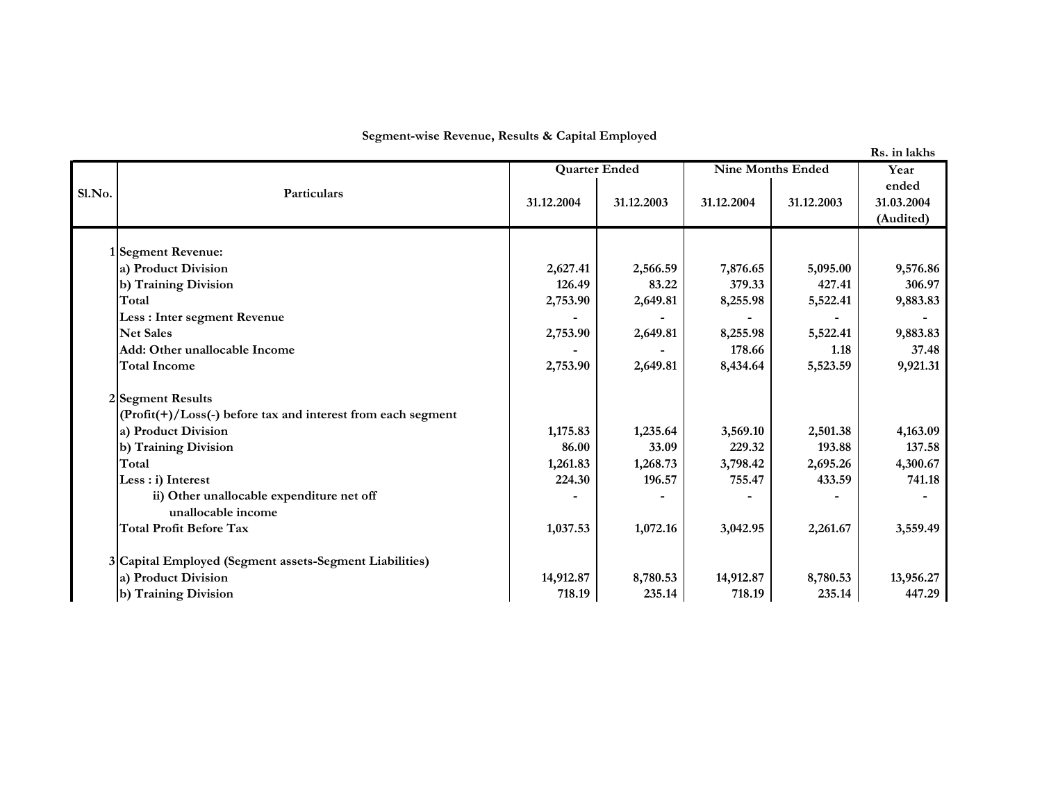## Segment-wise Revenue, Results & Capital Employed

Rs. in lakhs

| Sl.No. | Particulars | Quarter Ended | | Nine Months Ended | | Year ended |
|---|---|---|---|---|---|---|
| | | 31.12.2004 | 31.12.2003 | 31.12.2004 | 31.12.2003 | 31.03.2004 (Audited) |
| 1 | **Segment Revenue:** | | | | | |
| | a) Product Division | 2,627.41 | 2,566.59 | 7,876.65 | 5,095.00 | 9,576.86 |
| | b) Training Division | 126.49 | 83.22 | 379.33 | 427.41 | 306.97 |
| | Total | 2,753.90 | 2,649.81 | 8,255.98 | 5,522.41 | 9,883.83 |
| | Less : Inter segment Revenue | - | - | - | - | - |
| | Net Sales | 2,753.90 | 2,649.81 | 8,255.98 | 5,522.41 | 9,883.83 |
| | Add: Other unallocable Income | - | - | 178.66 | 1.18 | 37.48 |
| | Total Income | 2,753.90 | 2,649.81 | 8,434.64 | 5,523.59 | 9,921.31 |
| 2 | **Segment Results** | | | | | |
| | (Profit(+)/Loss(-) before tax and interest from each segment | | | | | |
| | a) Product Division | 1,175.83 | 1,235.64 | 3,569.10 | 2,501.38 | 4,163.09 |
| | b) Training Division | 86.00 | 33.09 | 229.32 | 193.88 | 137.58 |
| | Total | 1,261.83 | 1,268.73 | 3,798.42 | 2,695.26 | 4,300.67 |
| | Less : i) Interest | 224.30 | 196.57 | 755.47 | 433.59 | 741.18 |
| | ii) Other unallocable expenditure net off unallocable income | - | - | - | - | - |
| | Total Profit Before Tax | 1,037.53 | 1,072.16 | 3,042.95 | 2,261.67 | 3,559.49 |
| 3 | **Capital Employed (Segment assets-Segment Liabilities)** | | | | | |
| | a) Product Division | 14,912.87 | 8,780.53 | 14,912.87 | 8,780.53 | 13,956.27 |
| | b) Training Division | 718.19 | 235.14 | 718.19 | 235.14 | 447.29 |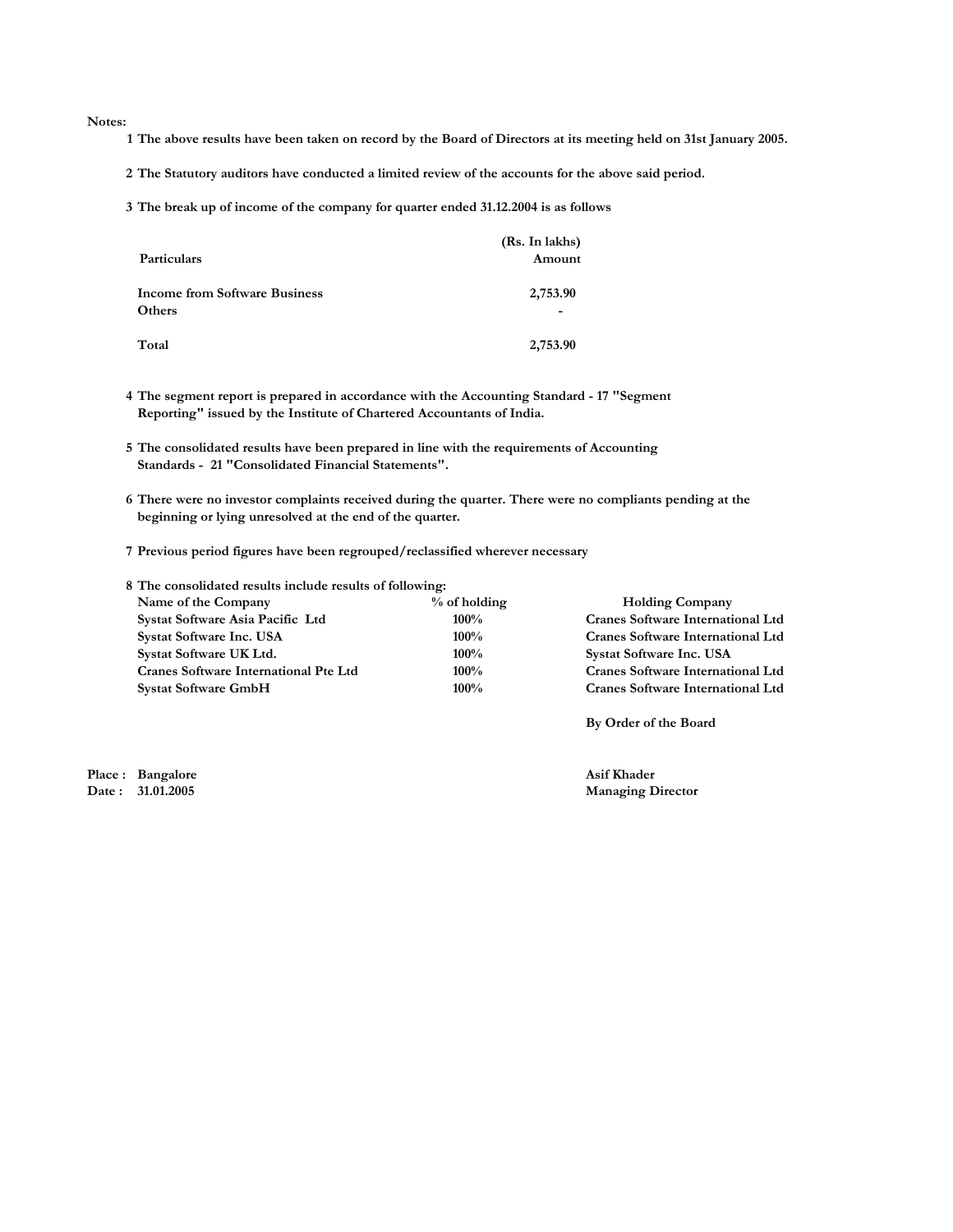Notes:

1. The above results have been taken on record by the Board of Directors at its meeting held on 31st January 2005.

2. The Statutory auditors have conducted a limited review of the accounts for the above said period.

3. The break up of income of the company for quarter ended 31.12.2004 is as follows

| Particulars | (Rs. In lakhs) Amount |
|---|---|
| Income from Software Business | 2,753.90 |
| Others | - |
| Total | 2,753.90 |

4. The segment report is prepared in accordance with the Accounting Standard - 17 "Segment Reporting" issued by the Institute of Chartered Accountants of India.

5. The consolidated results have been prepared in line with the requirements of Accounting Standards - 21 "Consolidated Financial Statements".

6. There were no investor complaints received during the quarter. There were no compliants pending at the beginning or lying unresolved at the end of the quarter.

7. Previous period figures have been regrouped/reclassified wherever necessary

8. The consolidated results include results of following:

| Name of the Company | % of holding | Holding Company |
|---|---|---|
| Systat Software Asia Pacific Ltd | 100% | Cranes Software International Ltd |
| Systat Software Inc. USA | 100% | Cranes Software International Ltd |
| Systat Software UK Ltd. | 100% | Systat Software Inc. USA |
| Cranes Software International Pte Ltd | 100% | Cranes Software International Ltd |
| Systat Software GmbH | 100% | Cranes Software International Ltd |

By Order of the Board

Place : Bangalore
Date : 31.01.2005

Asif Khader
Managing Director